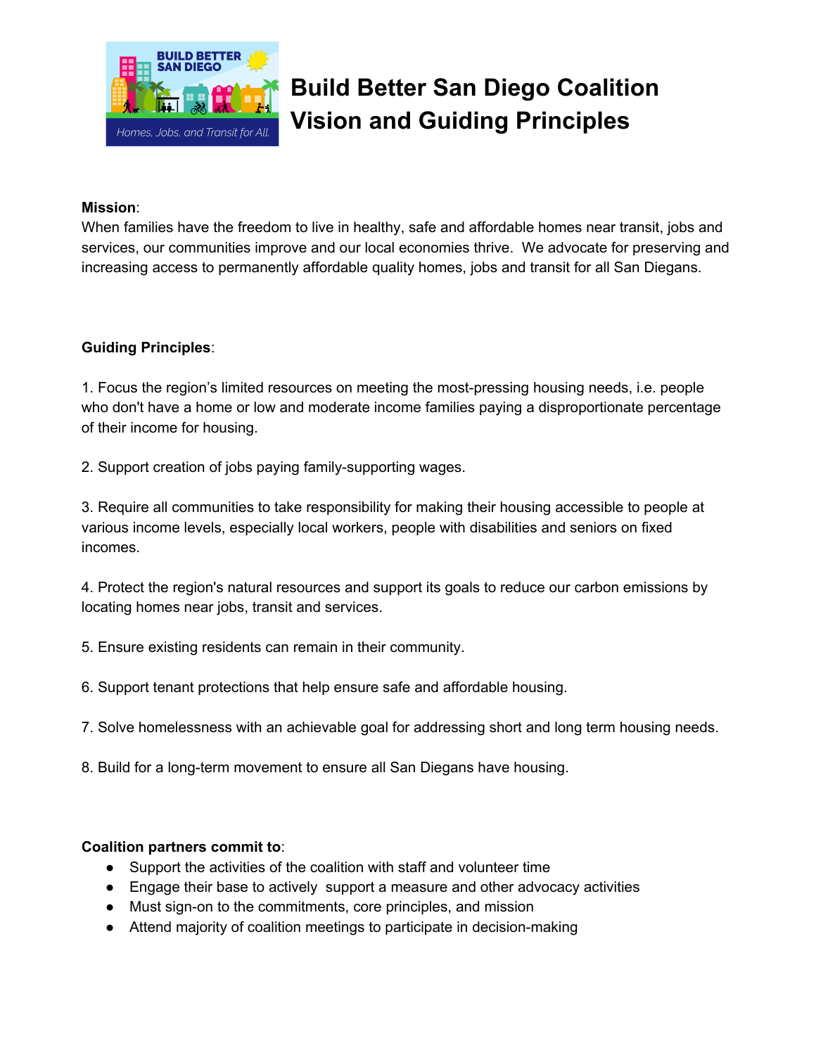# Build Better San Diego Coalition Vision and Guiding Principles

**Mission**:
When families have the freedom to live in healthy, safe and affordable homes near transit, jobs and services, our communities improve and our local economies thrive. We advocate for preserving and increasing access to permanently affordable quality homes, jobs and transit for all San Diegans.

**Guiding Principles**:

1. Focus the region's limited resources on meeting the most-pressing housing needs, i.e. people who don't have a home or low and moderate income families paying a disproportionate percentage of their income for housing.

2. Support creation of jobs paying family-supporting wages.

3. Require all communities to take responsibility for making their housing accessible to people at various income levels, especially local workers, people with disabilities and seniors on fixed incomes.

4. Protect the region's natural resources and support its goals to reduce our carbon emissions by locating homes near jobs, transit and services.

5. Ensure existing residents can remain in their community.

6. Support tenant protections that help ensure safe and affordable housing.

7. Solve homelessness with an achievable goal for addressing short and long term housing needs.

8. Build for a long-term movement to ensure all San Diegans have housing.

**Coalition partners commit to**:

- Support the activities of the coalition with staff and volunteer time
- Engage their base to actively support a measure and other advocacy activities
- Must sign-on to the commitments, core principles, and mission
- Attend majority of coalition meetings to participate in decision-making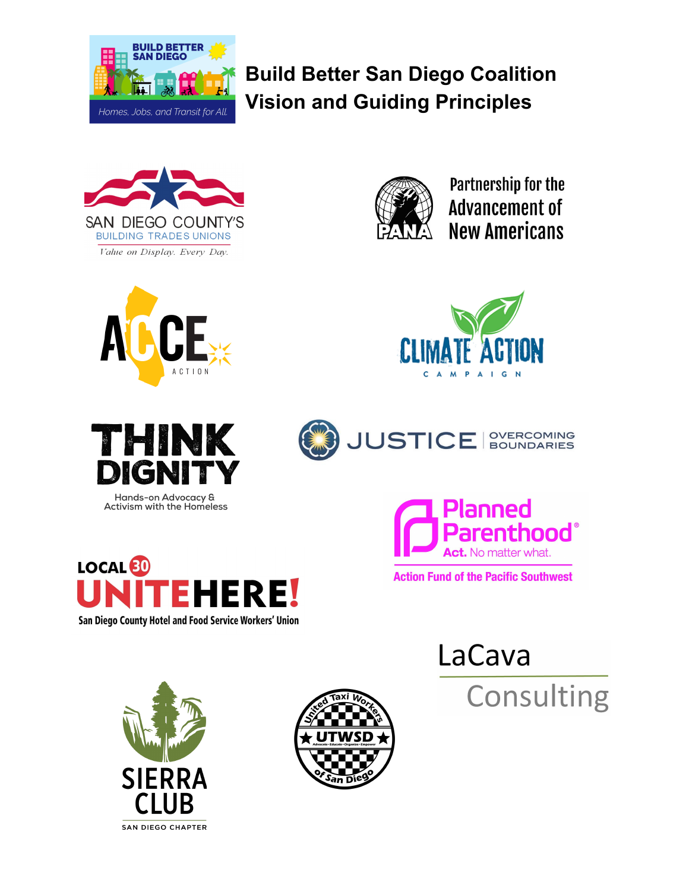BUILD BETTER SAN DIEGO

*Homes, Jobs, and Transit for All*

# Build Better San Diego Coalition Vision and Guiding Principles

SAN DIEGO COUNTY'S BUILDING TRADES UNIONS

*Value on Display. Every Day.*

PANA

Partnership for the Advancement of New Americans

ACCE ACTION

CLIMATE ACTION CAMPAIGN

THINK DIGNITY

Hands-on Advocacy & Activism with the Homeless

JUSTICE OVERCOMING BOUNDARIES

Planned Parenthood® Act. No matter what.

Action Fund of the Pacific Southwest

LOCAL 30 UNITE HERE!

San Diego County Hotel and Food Service Workers' Union

LaCava Consulting

SIERRA CLUB

SAN DIEGO CHAPTER

United Taxi Workers UTWSD Advocate • Educate • Organize • Empower of San Diego